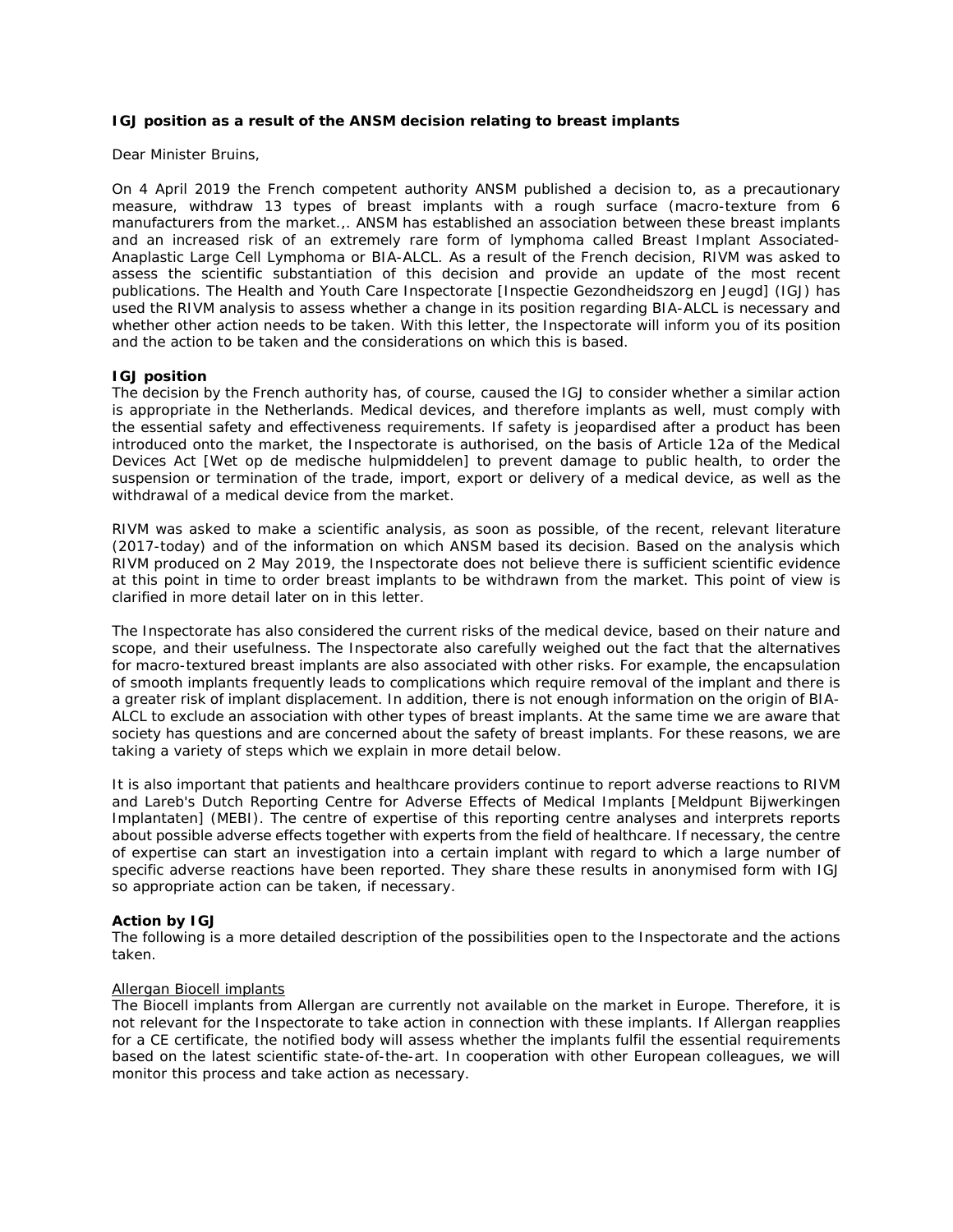**IGJ position as a result of the ANSM decision relating to breast implants**

Dear Minister Bruins,

On 4 April 2019 the French competent authority ANSM published a decision to, as a precautionary measure, withdraw 13 types of breast implants with a rough surface (macro-texture from 6 manufacturers from the market.,. ANSM has established an association between these breast implants and an increased risk of an extremely rare form of lymphoma called Breast Implant Associated-Anaplastic Large Cell Lymphoma or BIA-ALCL. As a result of the French decision, RIVM was asked to assess the scientific substantiation of this decision and provide an update of the most recent publications. The Health and Youth Care Inspectorate [Inspectie Gezondheidszorg en Jeugd] (IGJ) has used the RIVM analysis to assess whether a change in its position regarding BIA-ALCL is necessary and whether other action needs to be taken. With this letter, the Inspectorate will inform you of its position and the action to be taken and the considerations on which this is based.

**IGJ position**

The decision by the French authority has, of course, caused the IGJ to consider whether a similar action is appropriate in the Netherlands. Medical devices, and therefore implants as well, must comply with the essential safety and effectiveness requirements. If safety is jeopardised after a product has been introduced onto the market, the Inspectorate is authorised, on the basis of Article 12a of the Medical Devices Act [Wet op de medische hulpmiddelen] to prevent damage to public health, to order the suspension or termination of the trade, import, export or delivery of a medical device, as well as the withdrawal of a medical device from the market.

RIVM was asked to make a scientific analysis, as soon as possible, of the recent, relevant literature (2017-today) and of the information on which ANSM based its decision. Based on the analysis which RIVM produced on 2 May 2019, the Inspectorate does not believe there is sufficient scientific evidence at this point in time to order breast implants to be withdrawn from the market. This point of view is clarified in more detail later on in this letter.

The Inspectorate has also considered the current risks of the medical device, based on their nature and scope, and their usefulness. The Inspectorate also carefully weighed out the fact that the alternatives for macro-textured breast implants are also associated with other risks. For example, the encapsulation of smooth implants frequently leads to complications which require removal of the implant and there is a greater risk of implant displacement. In addition, there is not enough information on the origin of BIA-ALCL to exclude an association with other types of breast implants. At the same time we are aware that society has questions and are concerned about the safety of breast implants. For these reasons, we are taking a variety of steps which we explain in more detail below.

It is also important that patients and healthcare providers continue to report adverse reactions to RIVM and Lareb's Dutch Reporting Centre for Adverse Effects of Medical Implants [Meldpunt Bijwerkingen Implantaten] (MEBI). The centre of expertise of this reporting centre analyses and interprets reports about possible adverse effects together with experts from the field of healthcare. If necessary, the centre of expertise can start an investigation into a certain implant with regard to which a large number of specific adverse reactions have been reported. They share these results in anonymised form with IGJ so appropriate action can be taken, if necessary.

**Action by IGJ**

The following is a more detailed description of the possibilities open to the Inspectorate and the actions taken.

<u>Allergan Biocell implants</u>

The Biocell implants from Allergan are currently not available on the market in Europe. Therefore, it is not relevant for the Inspectorate to take action in connection with these implants. If Allergan reapplies for a CE certificate, the notified body will assess whether the implants fulfil the essential requirements based on the latest scientific state-of-the-art. In cooperation with other European colleagues, we will monitor this process and take action as necessary.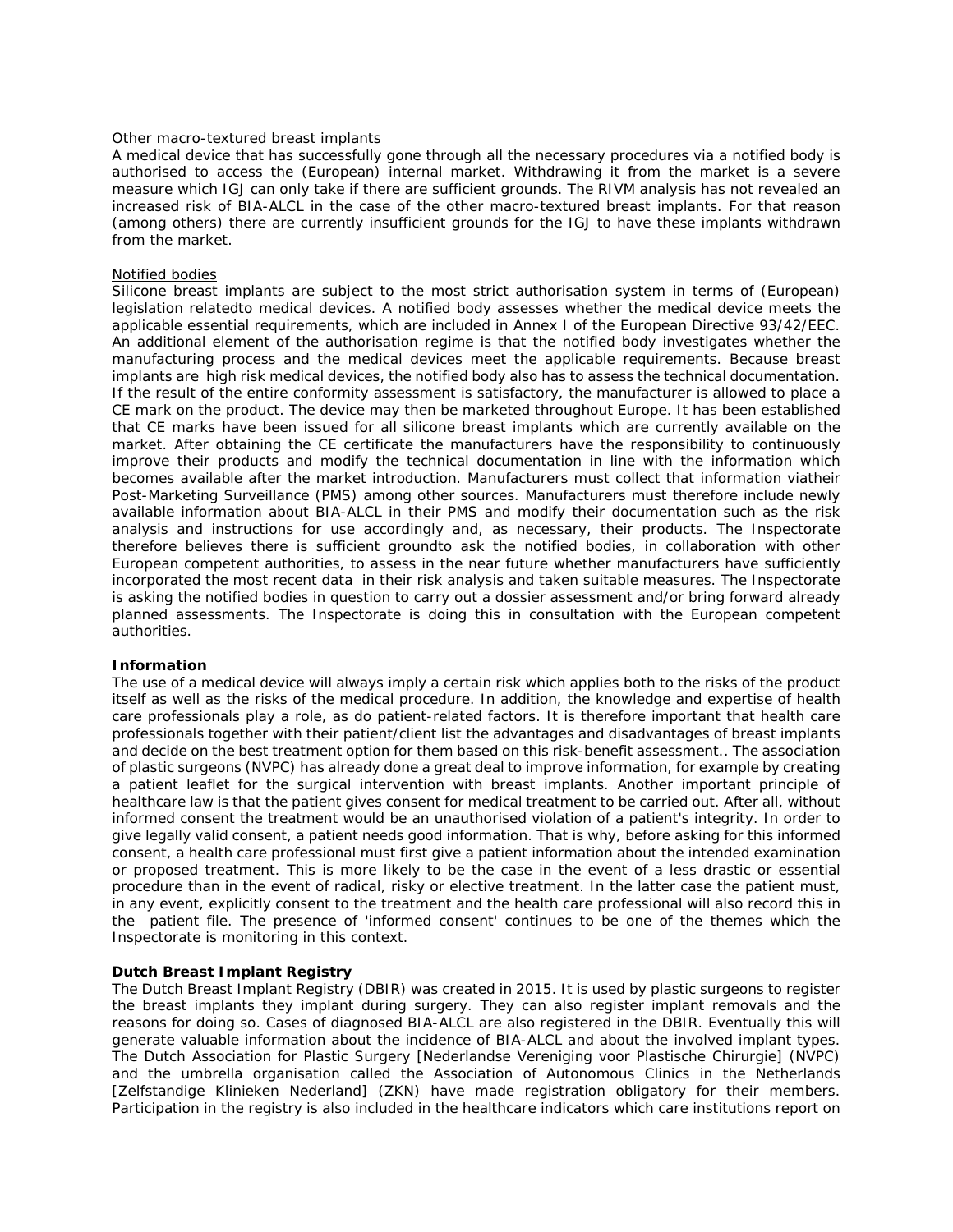Other macro-textured breast implants

A medical device that has successfully gone through all the necessary procedures via a notified body is authorised to access the (European) internal market. Withdrawing it from the market is a severe measure which IGJ can only take if there are sufficient grounds. The RIVM analysis has not revealed an increased risk of BIA-ALCL in the case of the other macro-textured breast implants. For that reason (among others) there are currently insufficient grounds for the IGJ to have these implants withdrawn from the market.

Notified bodies

Silicone breast implants are subject to the most strict authorisation system in terms of (European) legislation relatedto medical devices. A notified body assesses whether the medical device meets the applicable essential requirements, which are included in Annex I of the European Directive 93/42/EEC. An additional element of the authorisation regime is that the notified body investigates whether the manufacturing process and the medical devices meet the applicable requirements. Because breast implants are high risk medical devices, the notified body also has to assess the technical documentation. If the result of the entire conformity assessment is satisfactory, the manufacturer is allowed to place a CE mark on the product. The device may then be marketed throughout Europe. It has been established that CE marks have been issued for all silicone breast implants which are currently available on the market. After obtaining the CE certificate the manufacturers have the responsibility to continuously improve their products and modify the technical documentation in line with the information which becomes available after the market introduction. Manufacturers must collect that information viatheir Post-Marketing Surveillance (PMS) among other sources. Manufacturers must therefore include newly available information about BIA-ALCL in their PMS and modify their documentation such as the risk analysis and instructions for use accordingly and, as necessary, their products. The Inspectorate therefore believes there is sufficient groundto ask the notified bodies, in collaboration with other European competent authorities, to assess in the near future whether manufacturers have sufficiently incorporated the most recent data in their risk analysis and taken suitable measures. The Inspectorate is asking the notified bodies in question to carry out a dossier assessment and/or bring forward already planned assessments. The Inspectorate is doing this in consultation with the European competent authorities.

**Information**

The use of a medical device will always imply a certain risk which applies both to the risks of the product itself as well as the risks of the medical procedure. In addition, the knowledge and expertise of health care professionals play a role, as do patient-related factors. It is therefore important that health care professionals together with their patient/client list the advantages and disadvantages of breast implants and decide on the best treatment option for them based on this risk-benefit assessment.. The association of plastic surgeons (NVPC) has already done a great deal to improve information, for example by creating a patient leaflet for the surgical intervention with breast implants. Another important principle of healthcare law is that the patient gives consent for medical treatment to be carried out. After all, without informed consent the treatment would be an unauthorised violation of a patient's integrity. In order to give legally valid consent, a patient needs good information. That is why, before asking for this informed consent, a health care professional must first give a patient information about the intended examination or proposed treatment. This is more likely to be the case in the event of a less drastic or essential procedure than in the event of radical, risky or elective treatment. In the latter case the patient must, in any event, explicitly consent to the treatment and the health care professional will also record this in the patient file. The presence of 'informed consent' continues to be one of the themes which the Inspectorate is monitoring in this context.

**Dutch Breast Implant Registry**

The Dutch Breast Implant Registry (DBIR) was created in 2015. It is used by plastic surgeons to register the breast implants they implant during surgery. They can also register implant removals and the reasons for doing so. Cases of diagnosed BIA-ALCL are also registered in the DBIR. Eventually this will generate valuable information about the incidence of BIA-ALCL and about the involved implant types. The Dutch Association for Plastic Surgery [Nederlandse Vereniging voor Plastische Chirurgie] (NVPC) and the umbrella organisation called the Association of Autonomous Clinics in the Netherlands [Zelfstandige Klinieken Nederland] (ZKN) have made registration obligatory for their members. Participation in the registry is also included in the healthcare indicators which care institutions report on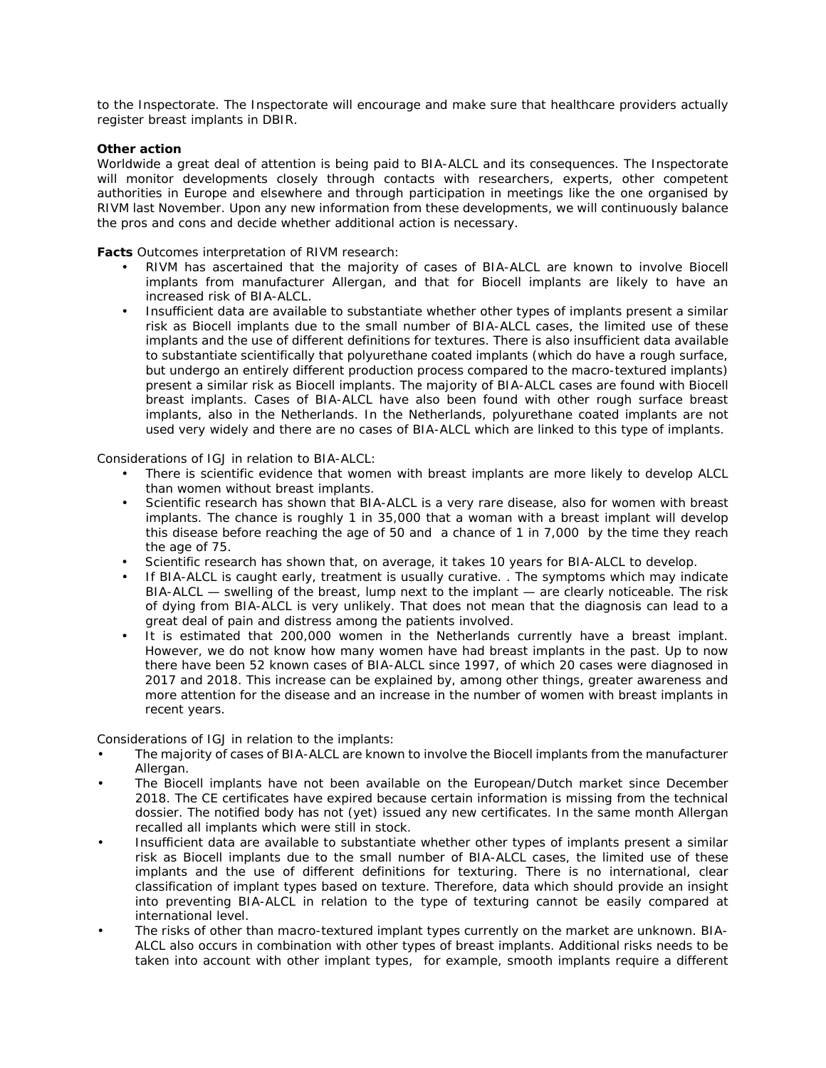to the Inspectorate. The Inspectorate will encourage and make sure that healthcare providers actually register breast implants in DBIR.

**Other action**

Worldwide a great deal of attention is being paid to BIA-ALCL and its consequences. The Inspectorate will monitor developments closely through contacts with researchers, experts, other competent authorities in Europe and elsewhere and through participation in meetings like the one organised by RIVM last November. Upon any new information from these developments, we will continuously balance the pros and cons and decide whether additional action is necessary.

**Facts** Outcomes interpretation of RIVM research:

- RIVM has ascertained that the majority of cases of BIA-ALCL are known to involve Biocell implants from manufacturer Allergan, and that for Biocell implants are likely to have an increased risk of BIA-ALCL.
- Insufficient data are available to substantiate whether other types of implants present a similar risk as Biocell implants due to the small number of BIA-ALCL cases, the limited use of these implants and the use of different definitions for textures. There is also insufficient data available to substantiate scientifically that polyurethane coated implants (which do have a rough surface, but undergo an entirely different production process compared to the macro-textured implants) present a similar risk as Biocell implants. The majority of BIA-ALCL cases are found with Biocell breast implants. Cases of BIA-ALCL have also been found with other rough surface breast implants, also in the Netherlands. In the Netherlands, polyurethane coated implants are not used very widely and there are no cases of BIA-ALCL which are linked to this type of implants.

Considerations of IGJ in relation to BIA-ALCL:

- There is scientific evidence that women with breast implants are more likely to develop ALCL than women without breast implants.
- Scientific research has shown that BIA-ALCL is a very rare disease, also for women with breast implants. The chance is roughly 1 in 35,000 that a woman with a breast implant will develop this disease before reaching the age of 50 and a chance of 1 in 7,000 by the time they reach the age of 75.
- Scientific research has shown that, on average, it takes 10 years for BIA-ALCL to develop.
- If BIA-ALCL is caught early, treatment is usually curative. . The symptoms which may indicate BIA-ALCL — swelling of the breast, lump next to the implant — are clearly noticeable. The risk of dying from BIA-ALCL is very unlikely. That does not mean that the diagnosis can lead to a great deal of pain and distress among the patients involved.
- It is estimated that 200,000 women in the Netherlands currently have a breast implant. However, we do not know how many women have had breast implants in the past. Up to now there have been 52 known cases of BIA-ALCL since 1997, of which 20 cases were diagnosed in 2017 and 2018. This increase can be explained by, among other things, greater awareness and more attention for the disease and an increase in the number of women with breast implants in recent years.

Considerations of IGJ in relation to the implants:

- The majority of cases of BIA-ALCL are known to involve the Biocell implants from the manufacturer Allergan.
- The Biocell implants have not been available on the European/Dutch market since December 2018. The CE certificates have expired because certain information is missing from the technical dossier. The notified body has not (yet) issued any new certificates. In the same month Allergan recalled all implants which were still in stock.
- Insufficient data are available to substantiate whether other types of implants present a similar risk as Biocell implants due to the small number of BIA-ALCL cases, the limited use of these implants and the use of different definitions for texturing. There is no international, clear classification of implant types based on texture. Therefore, data which should provide an insight into preventing BIA-ALCL in relation to the type of texturing cannot be easily compared at international level.
- The risks of other than macro-textured implant types currently on the market are unknown. BIA-ALCL also occurs in combination with other types of breast implants. Additional risks needs to be taken into account with other implant types, for example, smooth implants require a different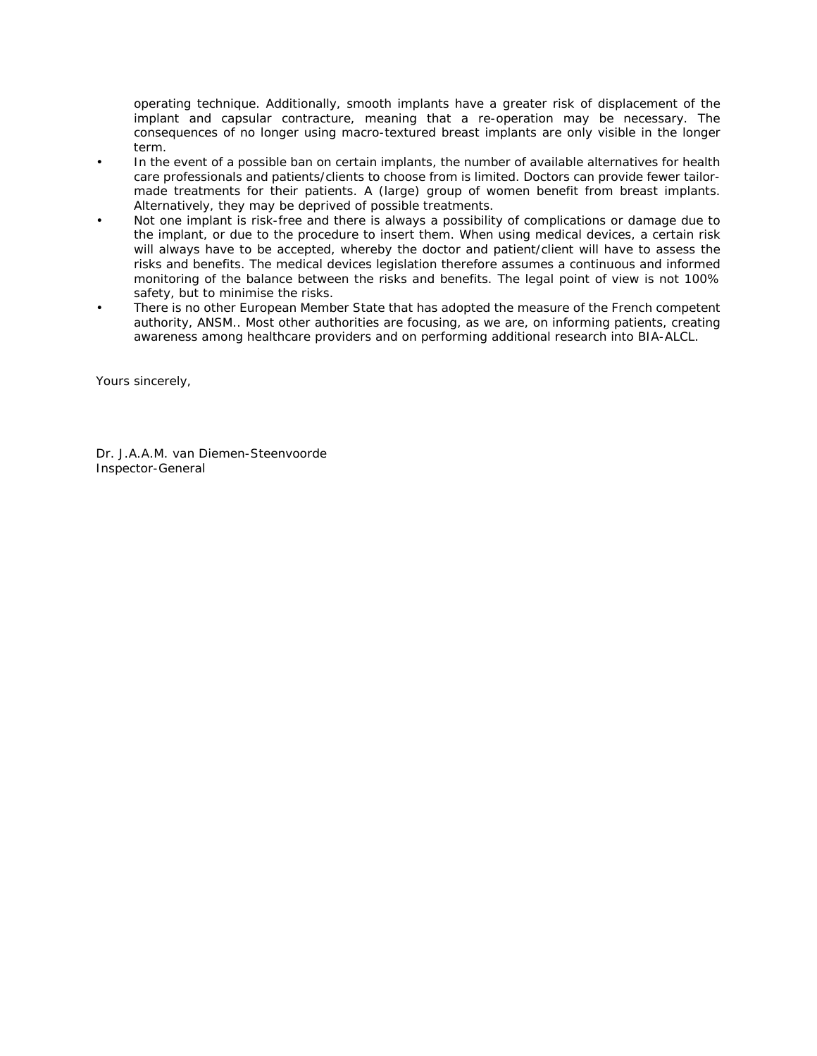operating technique. Additionally, smooth implants have a greater risk of displacement of the implant and capsular contracture, meaning that a re-operation may be necessary. The consequences of no longer using macro-textured breast implants are only visible in the longer term.

- In the event of a possible ban on certain implants, the number of available alternatives for health care professionals and patients/clients to choose from is limited. Doctors can provide fewer tailor-made treatments for their patients. A (large) group of women benefit from breast implants. Alternatively, they may be deprived of possible treatments.
- Not one implant is risk-free and there is always a possibility of complications or damage due to the implant, or due to the procedure to insert them. When using medical devices, a certain risk will always have to be accepted, whereby the doctor and patient/client will have to assess the risks and benefits. The medical devices legislation therefore assumes a continuous and informed monitoring of the balance between the risks and benefits. The legal point of view is not 100% safety, but to minimise the risks.
- There is no other European Member State that has adopted the measure of the French competent authority, ANSM.. Most other authorities are focusing, as we are, on informing patients, creating awareness among healthcare providers and on performing additional research into BIA-ALCL.

Yours sincerely,

Dr. J.A.A.M. van Diemen-Steenvoorde
Inspector-General